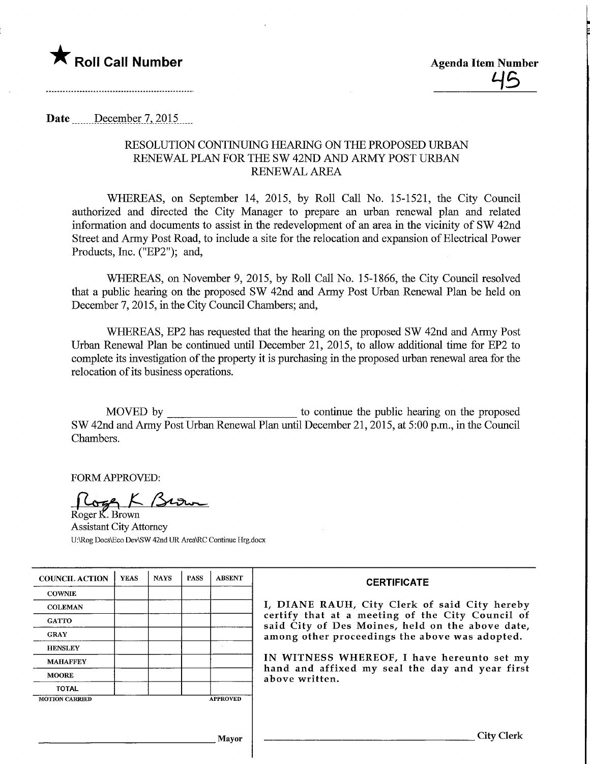★ **Roll Call Number**

**Agenda Item Number**

45

**Date** December 7, 2015

## RESOLUTION CONTINUING HEARING ON THE PROPOSED URBAN RENEWAL PLAN FOR THE SW 42ND AND ARMY POST URBAN RENEWAL AREA

WHEREAS, on September 14, 2015, by Roll Call No. 15-1521, the City Council authorized and directed the City Manager to prepare an urban renewal plan and related information and documents to assist in the redevelopment of an area in the vicinity of SW 42nd Street and Army Post Road, to include a site for the relocation and expansion of Electrical Power Products, Inc. ("EP2"); and,

WHEREAS, on November 9, 2015, by Roll Call No. 15-1866, the City Council resolved that a public hearing on the proposed SW 42nd and Army Post Urban Renewal Plan be held on December 7, 2015, in the City Council Chambers; and,

WHEREAS, EP2 has requested that the hearing on the proposed SW 42nd and Army Post Urban Renewal Plan be continued until December 21, 2015, to allow additional time for EP2 to complete its investigation of the property it is purchasing in the proposed urban renewal area for the relocation of its business operations.

MOVED by ______________________ to continue the public hearing on the proposed SW 42nd and Army Post Urban Renewal Plan until December 21, 2015, at 5:00 p.m., in the Council Chambers.

FORM APPROVED:

Roger K. Brown
Assistant City Attorney
U:\Rog Docs\Eco Dev\SW 42nd UR Area\RC Continue Hrg.docx

| COUNCIL ACTION | YEAS | NAYS | PASS | ABSENT |
|---|---|---|---|---|
| COWNIE | | | | |
| COLEMAN | | | | |
| GATTO | | | | |
| GRAY | | | | |
| HENSLEY | | | | |
| MAHAFFEY | | | | |
| MOORE | | | | |
| TOTAL | | | | |
| MOTION CARRIED | | | | APPROVED |

______________________ Mayor

**CERTIFICATE**

I, DIANE RAUH, City Clerk of said City hereby certify that at a meeting of the City Council of said City of Des Moines, held on the above date, among other proceedings the above was adopted.

IN WITNESS WHEREOF, I have hereunto set my hand and affixed my seal the day and year first above written.

______________________ City Clerk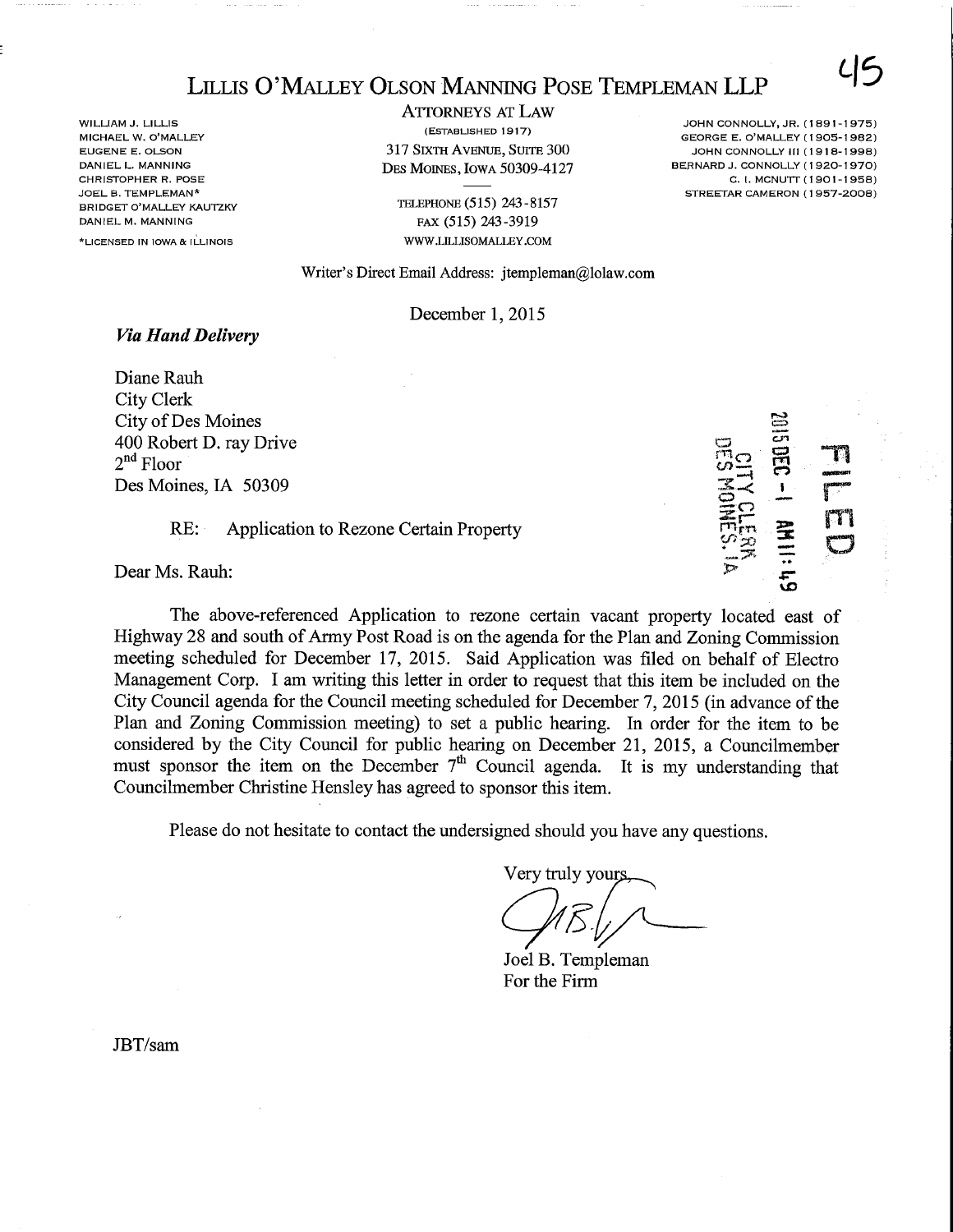45

# LILLIS O'MALLEY OLSON MANNING POSE TEMPLEMAN LLP

WILLIAM J. LILLIS
MICHAEL W. O'MALLEY
EUGENE E. OLSON
DANIEL L. MANNING
CHRISTOPHER R. POSE
JOEL B. TEMPLEMAN*
BRIDGET O'MALLEY KAUTZKY
DANIEL M. MANNING

*LICENSED IN IOWA & ILLINOIS

ATTORNEYS AT LAW
(ESTABLISHED 1917)
317 SIXTH AVENUE, SUITE 300
DES MOINES, IOWA 50309-4127

TELEPHONE (515) 243-8157
FAX (515) 243-3919
WWW.LILLISOMALLEY.COM

JOHN CONNOLLY, JR. (1891-1975)
GEORGE E. O'MALLEY (1905-1982)
JOHN CONNOLLY III (1918-1998)
BERNARD J. CONNOLLY (1920-1970)
C. I. MCNUTT (1901-1958)
STREETAR CAMERON (1957-2008)

Writer's Direct Email Address: jtempleman@lolaw.com

December 1, 2015

*Via Hand Delivery*

Diane Rauh
City Clerk
City of Des Moines
400 Robert D. ray Drive
2nd Floor
Des Moines, IA 50309

FILED
2015 DEC -1 AM 11:49
CITY CLERK
DES MOINES, IA

RE: Application to Rezone Certain Property

Dear Ms. Rauh:

The above-referenced Application to rezone certain vacant property located east of Highway 28 and south of Army Post Road is on the agenda for the Plan and Zoning Commission meeting scheduled for December 17, 2015. Said Application was filed on behalf of Electro Management Corp. I am writing this letter in order to request that this item be included on the City Council agenda for the Council meeting scheduled for December 7, 2015 (in advance of the Plan and Zoning Commission meeting) to set a public hearing. In order for the item to be considered by the City Council for public hearing on December 21, 2015, a Councilmember must sponsor the item on the December 7th Council agenda. It is my understanding that Councilmember Christine Hensley has agreed to sponsor this item.

Please do not hesitate to contact the undersigned should you have any questions.

Very truly yours,

Joel B. Templeman
For the Firm

JBT/sam